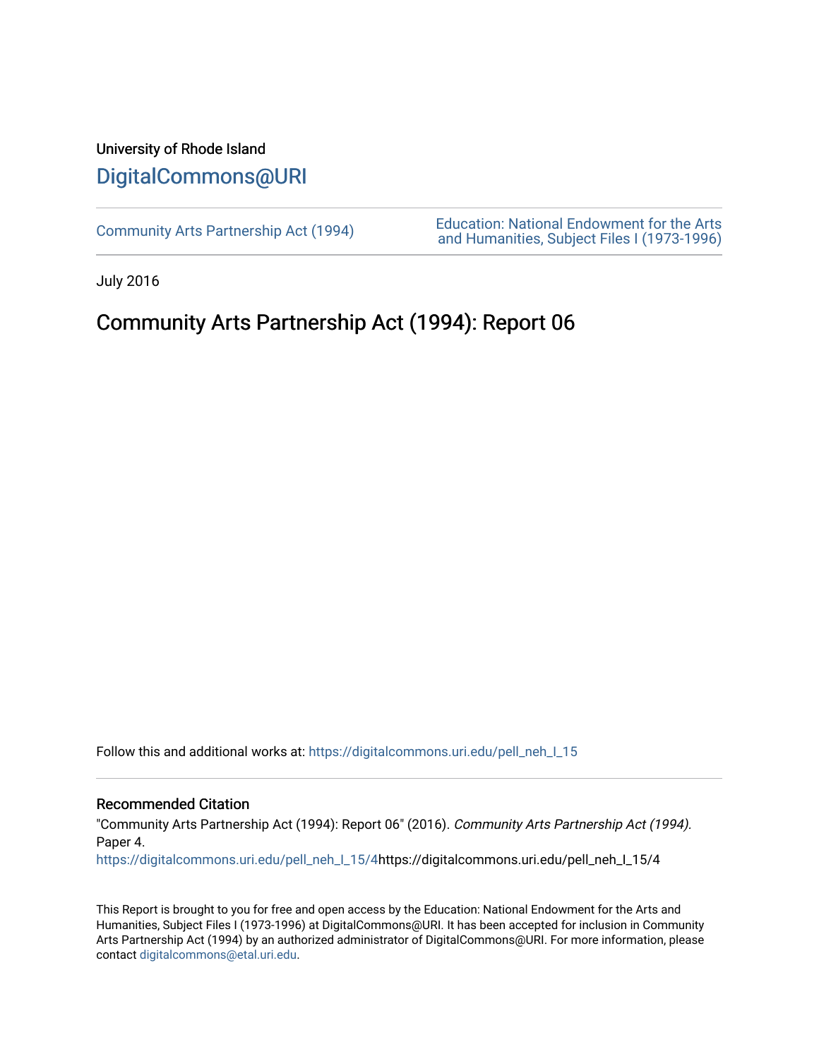University of Rhode Island

# DigitalCommons@URI

Community Arts Partnership Act (1994) | Education: National Endowment for the Arts and Humanities, Subject Files I (1973-1996)

July 2016

## Community Arts Partnership Act (1994): Report 06

Follow this and additional works at: https://digitalcommons.uri.edu/pell_neh_I_15

### Recommended Citation

"Community Arts Partnership Act (1994): Report 06" (2016). *Community Arts Partnership Act (1994).* Paper 4.
https://digitalcommons.uri.edu/pell_neh_I_15/4https://digitalcommons.uri.edu/pell_neh_I_15/4

This Report is brought to you for free and open access by the Education: National Endowment for the Arts and Humanities, Subject Files I (1973-1996) at DigitalCommons@URI. It has been accepted for inclusion in Community Arts Partnership Act (1994) by an authorized administrator of DigitalCommons@URI. For more information, please contact digitalcommons@etal.uri.edu.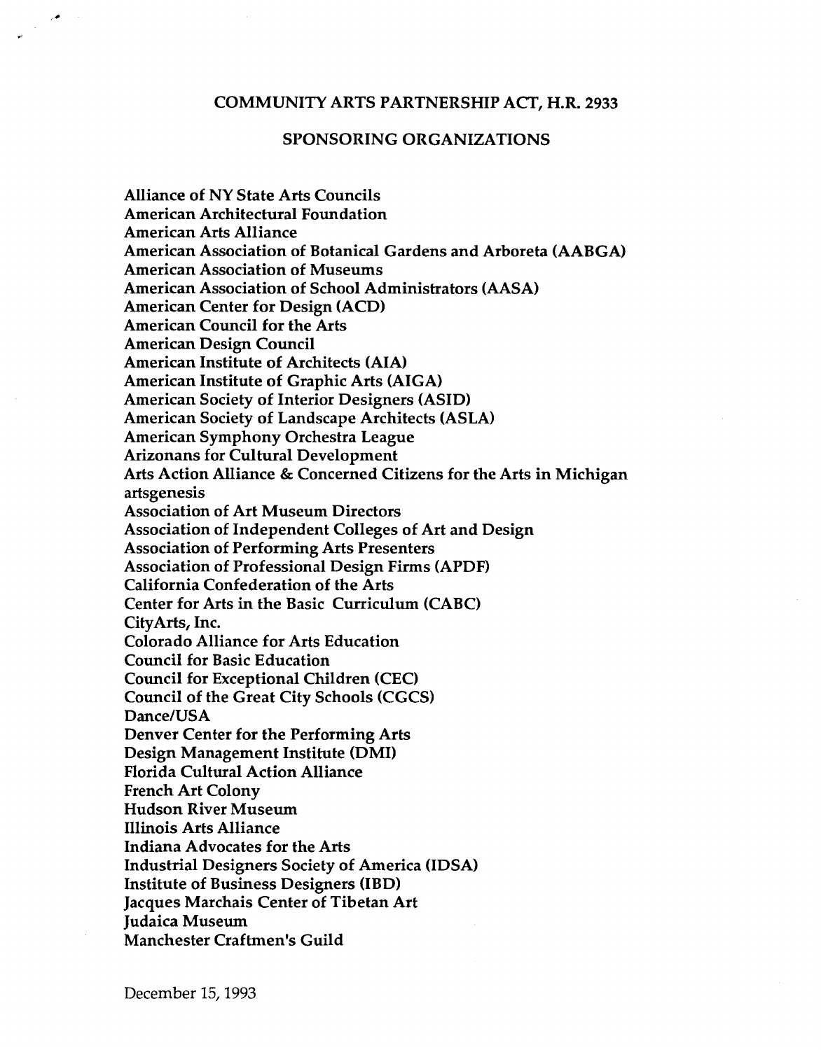# COMMUNITY ARTS PARTNERSHIP ACT, H.R. 2933

## SPONSORING ORGANIZATIONS

Alliance of NY State Arts Councils
American Architectural Foundation
American Arts Alliance
American Association of Botanical Gardens and Arboreta (AABGA)
American Association of Museums
American Association of School Administrators (AASA)
American Center for Design (ACD)
American Council for the Arts
American Design Council
American Institute of Architects (AIA)
American Institute of Graphic Arts (AIGA)
American Society of Interior Designers (ASID)
American Society of Landscape Architects (ASLA)
American Symphony Orchestra League
Arizonans for Cultural Development
Arts Action Alliance & Concerned Citizens for the Arts in Michigan
artsgenesis
Association of Art Museum Directors
Association of Independent Colleges of Art and Design
Association of Performing Arts Presenters
Association of Professional Design Firms (APDF)
California Confederation of the Arts
Center for Arts in the Basic Curriculum (CABC)
CityArts, Inc.
Colorado Alliance for Arts Education
Council for Basic Education
Council for Exceptional Children (CEC)
Council of the Great City Schools (CGCS)
Dance/USA
Denver Center for the Performing Arts
Design Management Institute (DMI)
Florida Cultural Action Alliance
French Art Colony
Hudson River Museum
Illinois Arts Alliance
Indiana Advocates for the Arts
Industrial Designers Society of America (IDSA)
Institute of Business Designers (IBD)
Jacques Marchais Center of Tibetan Art
Judaica Museum
Manchester Craftmen's Guild

December 15, 1993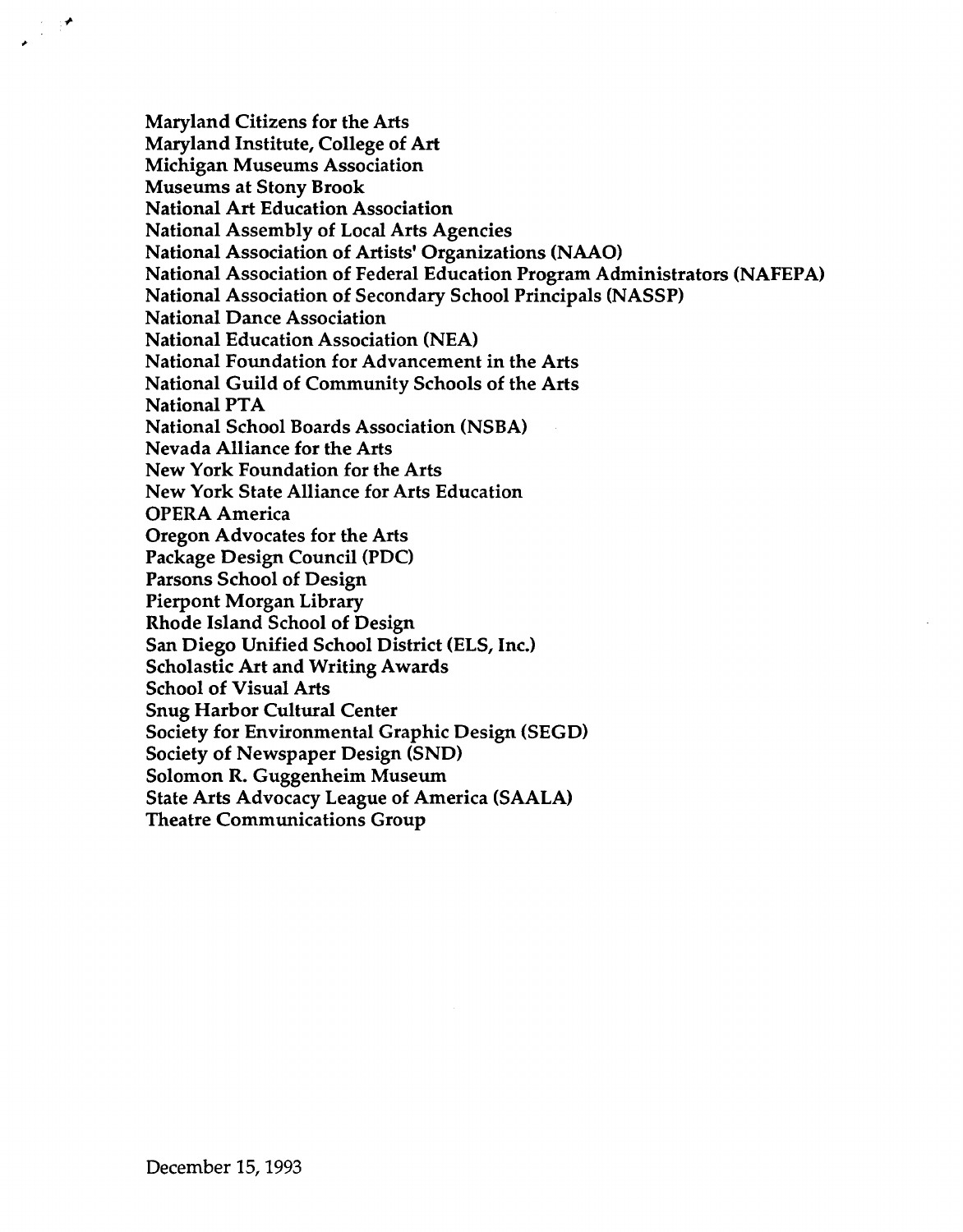Maryland Citizens for the Arts
Maryland Institute, College of Art
Michigan Museums Association
Museums at Stony Brook
National Art Education Association
National Assembly of Local Arts Agencies
National Association of Artists' Organizations (NAAO)
National Association of Federal Education Program Administrators (NAFEPA)
National Association of Secondary School Principals (NASSP)
National Dance Association
National Education Association (NEA)
National Foundation for Advancement in the Arts
National Guild of Community Schools of the Arts
National PTA
National School Boards Association (NSBA)
Nevada Alliance for the Arts
New York Foundation for the Arts
New York State Alliance for Arts Education
OPERA America
Oregon Advocates for the Arts
Package Design Council (PDC)
Parsons School of Design
Pierpont Morgan Library
Rhode Island School of Design
San Diego Unified School District (ELS, Inc.)
Scholastic Art and Writing Awards
School of Visual Arts
Snug Harbor Cultural Center
Society for Environmental Graphic Design (SEGD)
Society of Newspaper Design (SND)
Solomon R. Guggenheim Museum
State Arts Advocacy League of America (SAALA)
Theatre Communications Group

December 15, 1993